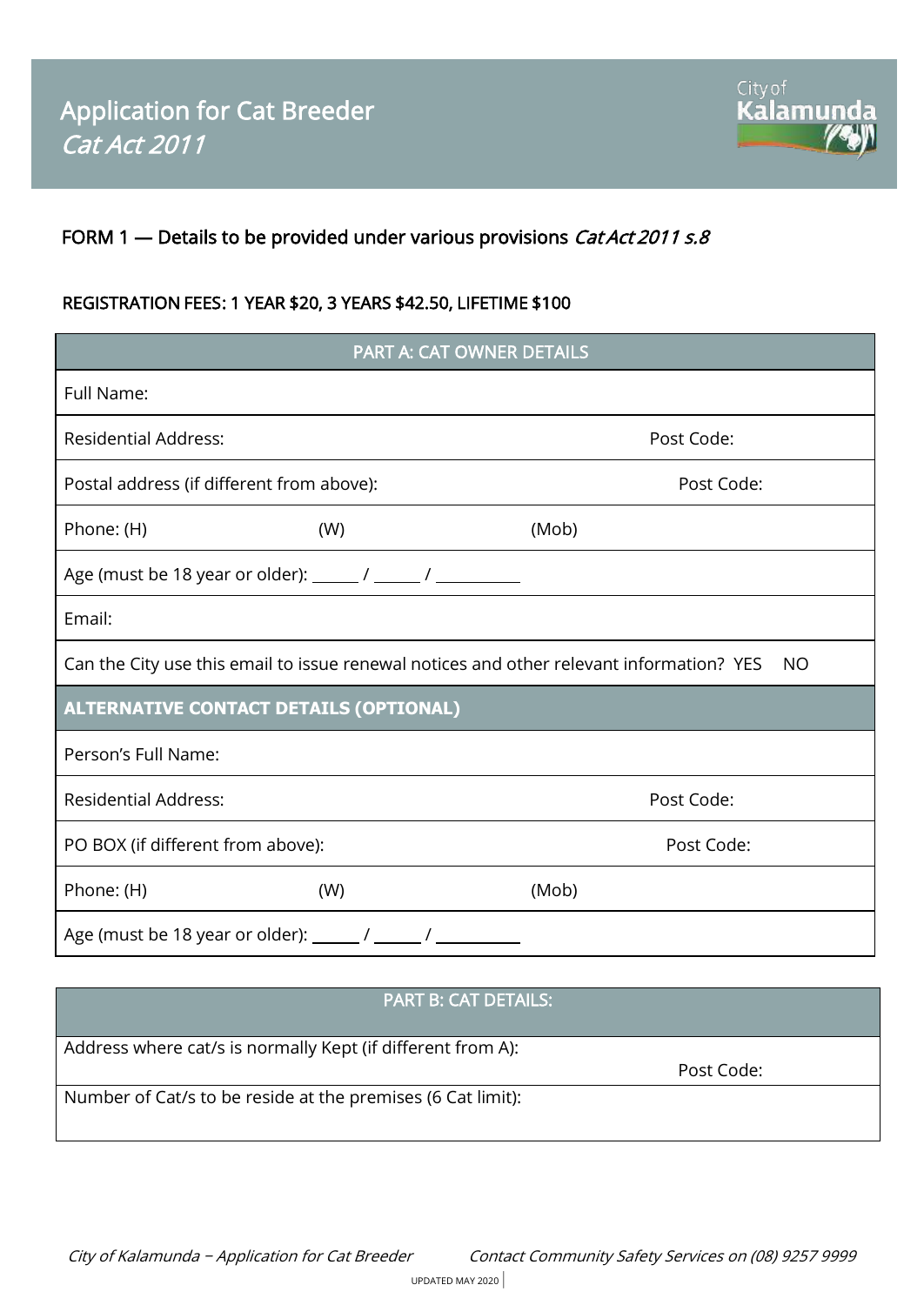# Application for Cat Breeder

## *Cat Act 2011*

FORM 1 — Details to be provided under various provisions *Cat Act 2011 s.8*

REGISTRATION FEES: 1 YEAR $20, 3 YEARS $42.50, LIFETIME $100

| PART A: CAT OWNER DETAILS | | |
|---|---|---|
| Full Name: | | |
| Residential Address: | | Post Code: |
| Postal address (if different from above): | | Post Code: |
| Phone: (H) | (W) | (Mob) |
| Age (must be 18 year or older): ______ / ______ / ___________ | | |
| Email: | | |
| Can the City use this email to issue renewal notices and other relevant information? YES NO | | |
| **ALTERNATIVE CONTACT DETAILS (OPTIONAL)** | | |
| Person's Full Name: | | |
| Residential Address: | | Post Code: |
| PO BOX (if different from above): | | Post Code: |
| Phone: (H) | (W) | (Mob) |
| Age (must be 18 year or older): ______ / ______ / ___________ | | |

| PART B: CAT DETAILS: | |
|---|---|
| Address where cat/s is normally Kept (if different from A): | Post Code: |
| Number of Cat/s to be reside at the premises (6 Cat limit): | |

*City of Kalamunda – Application for Cat Breeder* *Contact Community Safety Services on (08) 9257 9999*

UPDATED MAY 2020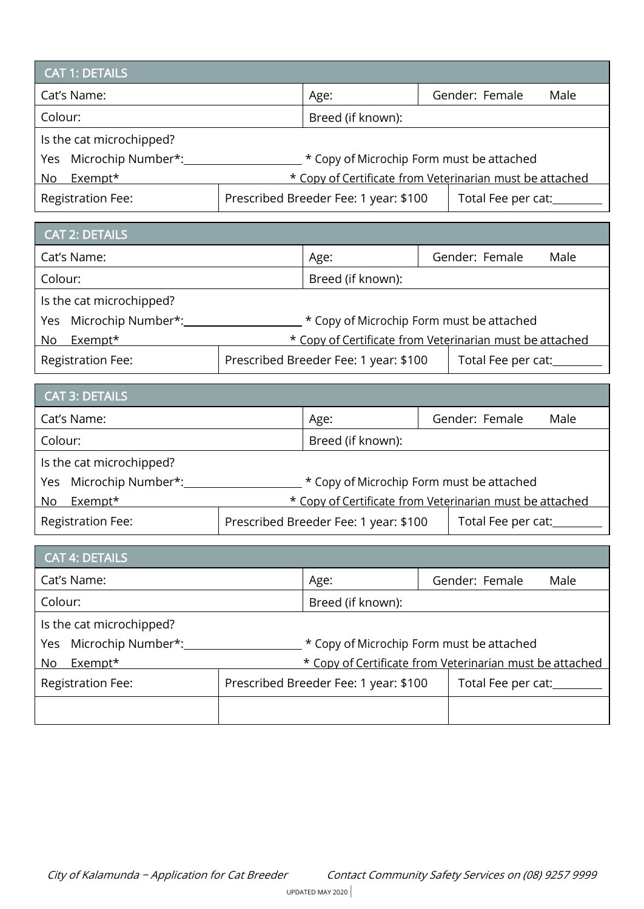| CAT 1: DETAILS | | |
|---|---|---|
| Cat's Name: | Age: | Gender: Female Male |
| Colour: | Breed (if known): | |
| Is the cat microchipped? | | |
| Yes Microchip Number*:____________ | * Copy of Microchip Form must be attached | |
| No Exempt* | * Copy of Certificate from Veterinarian must be attached | |
| Registration Fee: | Prescribed Breeder Fee: 1 year: $100 | Total Fee per cat:________ |

| CAT 2: DETAILS | | |
|---|---|---|
| Cat's Name: | Age: | Gender: Female Male |
| Colour: | Breed (if known): | |
| Is the cat microchipped? | | |
| Yes Microchip Number*:____________ | * Copy of Microchip Form must be attached | |
| No Exempt* | * Copy of Certificate from Veterinarian must be attached | |
| Registration Fee: | Prescribed Breeder Fee: 1 year: $100 | Total Fee per cat:________ |

| CAT 3: DETAILS | | |
|---|---|---|
| Cat's Name: | Age: | Gender: Female Male |
| Colour: | Breed (if known): | |
| Is the cat microchipped? | | |
| Yes Microchip Number*:____________ | * Copy of Microchip Form must be attached | |
| No Exempt* | * Copy of Certificate from Veterinarian must be attached | |
| Registration Fee: | Prescribed Breeder Fee: 1 year: $100 | Total Fee per cat:________ |

| CAT 4: DETAILS | | |
|---|---|---|
| Cat's Name: | Age: | Gender: Female Male |
| Colour: | Breed (if known): | |
| Is the cat microchipped? | | |
| Yes Microchip Number*:____________ | * Copy of Microchip Form must be attached | |
| No Exempt* | * Copy of Certificate from Veterinarian must be attached | |
| Registration Fee: | Prescribed Breeder Fee: 1 year: $100 | Total Fee per cat:________ |
| | | |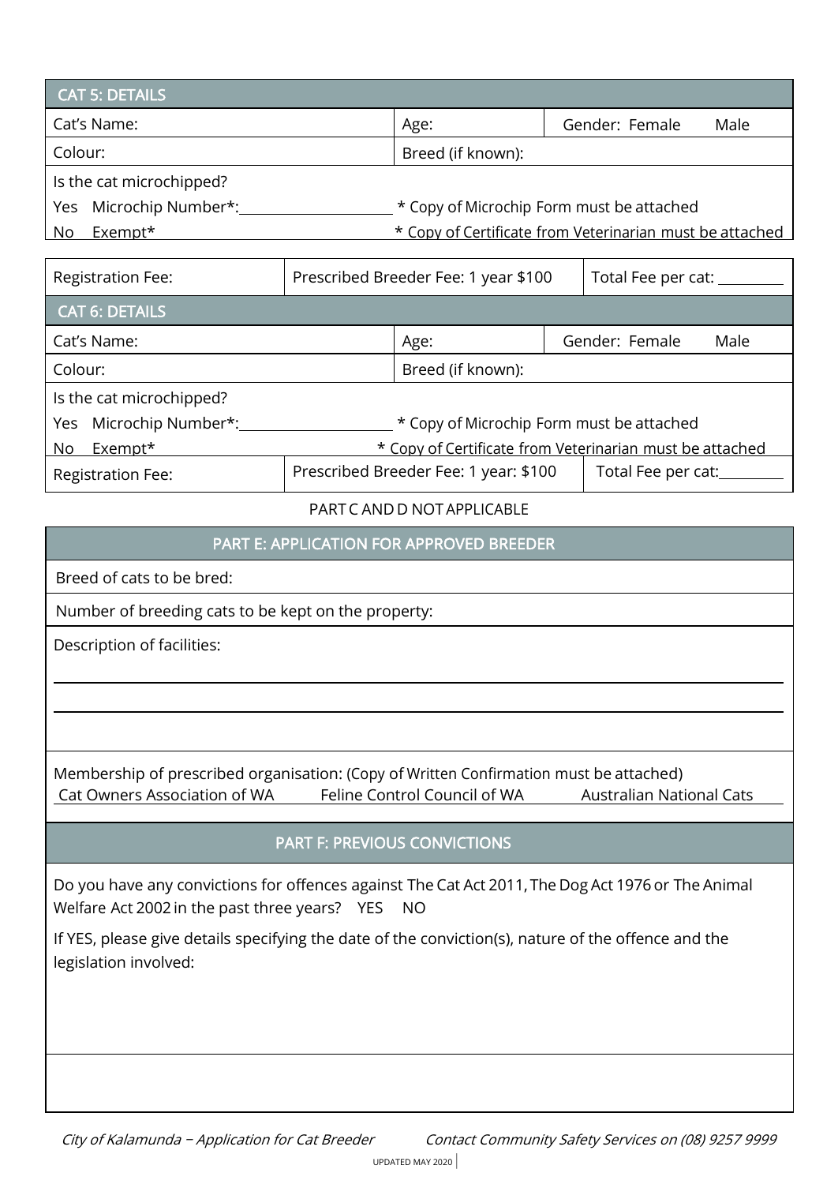| CAT 5: DETAILS | | |
|---|---|---|
| Cat's Name: | Age: | Gender: Female Male |
| Colour: | Breed (if known): | |

Is the cat microchipped?

Yes Microchip Number*:\_\_\_\_\_\_\_\_\_\_\_\_\_\_\_\_\_\_ * Copy of Microchip Form must be attached

No Exempt* * Copy of Certificate from Veterinarian must be attached

| Registration Fee: | Prescribed Breeder Fee: 1 year $100 | Total Fee per cat: \_\_\_\_\_\_\_\_ |
|---|---|---|

| CAT 6: DETAILS | | |
|---|---|---|
| Cat's Name: | Age: | Gender: Female Male |
| Colour: | Breed (if known): | |

Is the cat microchipped?

Yes Microchip Number*:\_\_\_\_\_\_\_\_\_\_\_\_\_\_\_\_\_\_ * Copy of Microchip Form must be attached

No Exempt* * Copy of Certificate from Veterinarian must be attached

| Registration Fee: | Prescribed Breeder Fee: 1 year: $100 | Total Fee per cat:\_\_\_\_\_\_\_\_ |
|---|---|---|

PART C AND D NOT APPLICABLE

## PART E: APPLICATION FOR APPROVED BREEDER

Breed of cats to be bred:

Number of breeding cats to be kept on the property:

Description of facilities:

\_\_\_\_\_\_\_\_\_\_\_\_\_\_\_\_\_\_\_\_\_\_\_\_\_\_\_\_\_\_\_\_\_\_\_\_\_\_\_\_\_\_\_\_\_\_\_\_\_\_\_\_\_\_\_\_\_\_\_\_

\_\_\_\_\_\_\_\_\_\_\_\_\_\_\_\_\_\_\_\_\_\_\_\_\_\_\_\_\_\_\_\_\_\_\_\_\_\_\_\_\_\_\_\_\_\_\_\_\_\_\_\_\_\_\_\_\_\_\_\_

Membership of prescribed organisation: (Copy of Written Confirmation must be attached)

Cat Owners Association of WA Feline Control Council of WA Australian National Cats

## PART F: PREVIOUS CONVICTIONS

Do you have any convictions for offences against The Cat Act 2011, The Dog Act 1976 or The Animal Welfare Act 2002 in the past three years? YES NO

If YES, please give details specifying the date of the conviction(s), nature of the offence and the legislation involved: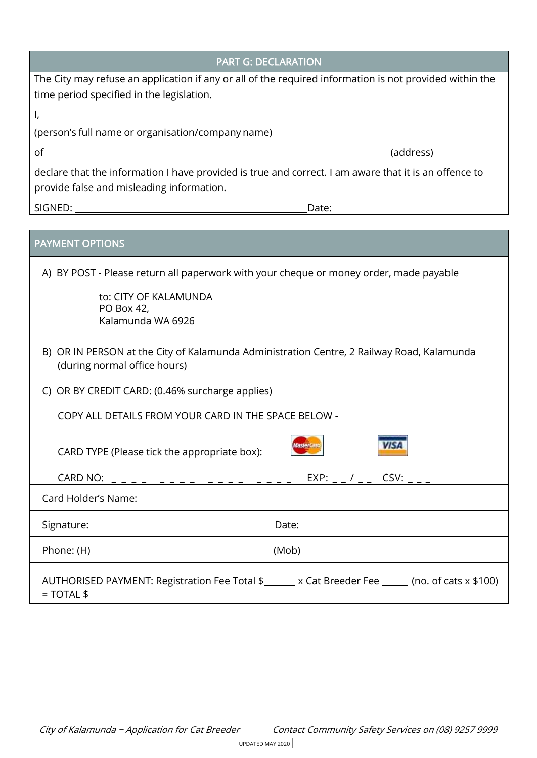## PART G: DECLARATION

The City may refuse an application if any or all of the required information is not provided within the time period specified in the legislation.

I, ______________________________________________________________________________

(person's full name or organisation/company name)

of_______________________________________________________________ (address)

declare that the information I have provided is true and correct. I am aware that it is an offence to provide false and misleading information.

SIGNED: ________________________________________ Date:

## PAYMENT OPTIONS

A) BY POST - Please return all paperwork with your cheque or money order, made payable

to: CITY OF KALAMUNDA
PO Box 42,
Kalamunda WA 6926

B) OR IN PERSON at the City of Kalamunda Administration Centre, 2 Railway Road, Kalamunda (during normal office hours)

C) OR BY CREDIT CARD: (0.46% surcharge applies)

COPY ALL DETAILS FROM YOUR CARD IN THE SPACE BELOW -

CARD TYPE (Please tick the appropriate box): MasterCard VISA

CARD NO: _ _ _ _ _ _ _ _ _ _ _ _ _ _ _ _ EXP: _ _ / _ _ CSV: _ _ _

Card Holder's Name:

Signature: Date:

Phone: (H) (Mob)

AUTHORISED PAYMENT: Registration Fee Total $______ x Cat Breeder Fee _____ (no. of cats x $100) = TOTAL $______________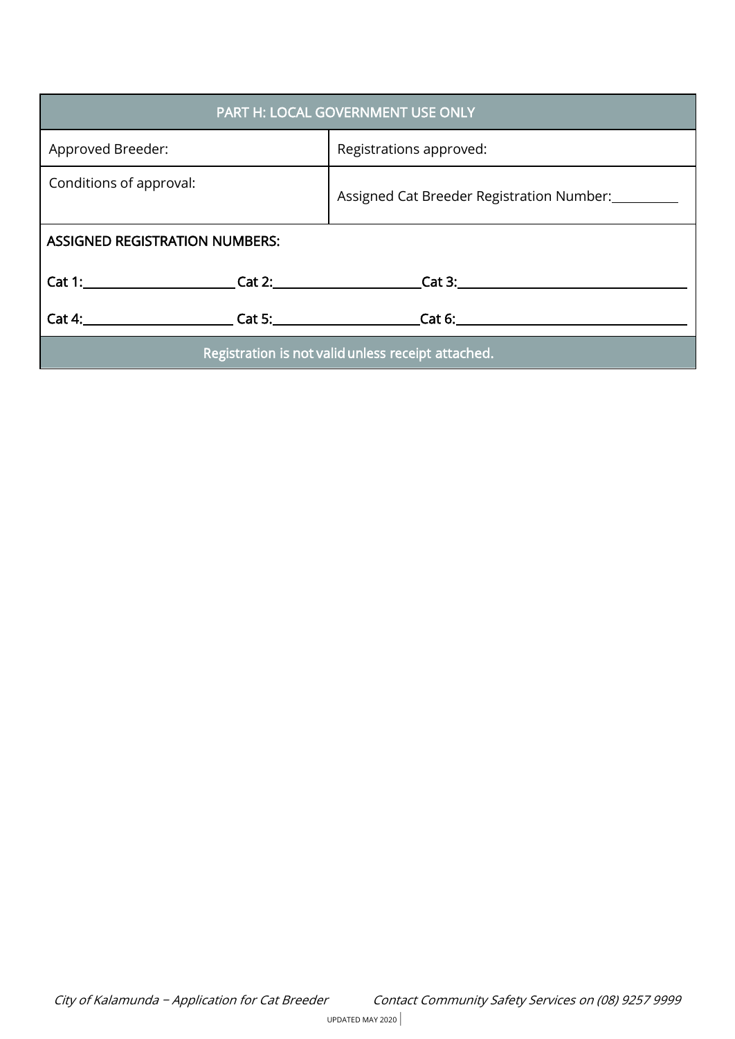| PART H: LOCAL GOVERNMENT USE ONLY | |
|---|---|
| Approved Breeder: | Registrations approved: |
| Conditions of approval: | Assigned Cat Breeder Registration Number:__________ |

**ASSIGNED REGISTRATION NUMBERS:**

Cat 1:____________________ Cat 2:____________________ Cat 3:______________________________

Cat 4:____________________ Cat 5:____________________ Cat 6:______________________________

Registration is not valid unless receipt attached.

*City of Kalamunda – Application for Cat Breeder* *Contact Community Safety Services on (08) 9257 9999*

UPDATED MAY 2020